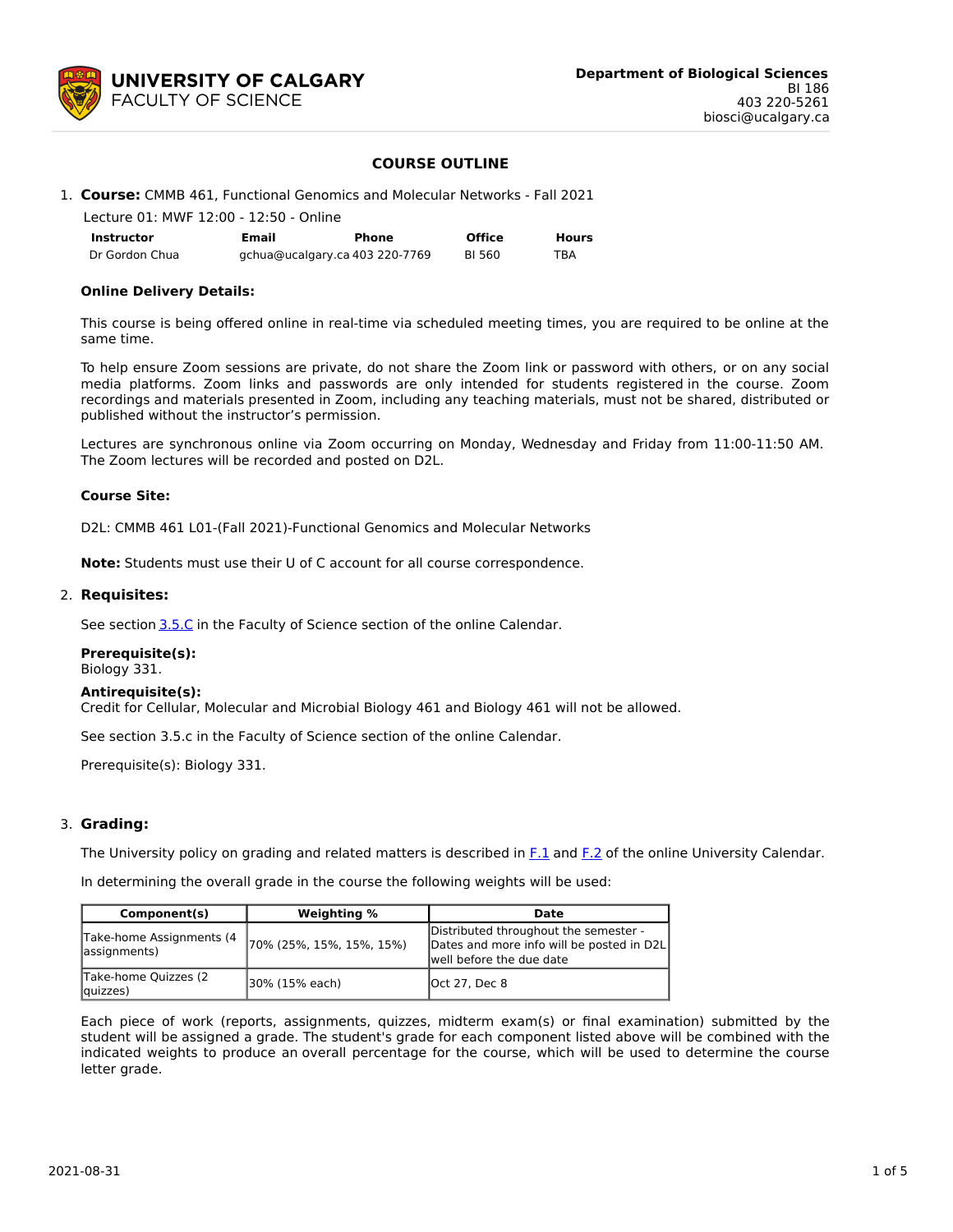**UNIVERSITY OF CALGARY**
FACULTY OF SCIENCE

**Department of Biological Sciences**
BI 186
403 220-5261
biosci@ucalgary.ca

## COURSE OUTLINE

1. **Course:** CMMB 461, Functional Genomics and Molecular Networks - Fall 2021

   Lecture 01: MWF 12:00 - 12:50 - Online

   | Instructor | Email | Phone | Office | Hours |
   |---|---|---|---|---|
   | Dr Gordon Chua | gchua@ucalgary.ca | 403 220-7769 | BI 560 | TBA |

   **Online Delivery Details:**

   This course is being offered online in real-time via scheduled meeting times, you are required to be online at the same time.

   To help ensure Zoom sessions are private, do not share the Zoom link or password with others, or on any social media platforms. Zoom links and passwords are only intended for students registered in the course. Zoom recordings and materials presented in Zoom, including any teaching materials, must not be shared, distributed or published without the instructor's permission.

   Lectures are synchronous online via Zoom occurring on Monday, Wednesday and Friday from 11:00-11:50 AM. The Zoom lectures will be recorded and posted on D2L.

   **Course Site:**

   D2L: CMMB 461 L01-(Fall 2021)-Functional Genomics and Molecular Networks

   **Note:** Students must use their U of C account for all course correspondence.

2. **Requisites:**

   See section 3.5.C in the Faculty of Science section of the online Calendar.

   **Prerequisite(s):**
   Biology 331.

   **Antirequisite(s):**
   Credit for Cellular, Molecular and Microbial Biology 461 and Biology 461 will not be allowed.

   See section 3.5.c in the Faculty of Science section of the online Calendar.

   Prerequisite(s): Biology 331.

3. **Grading:**

   The University policy on grading and related matters is described in F.1 and F.2 of the online University Calendar.

   In determining the overall grade in the course the following weights will be used:

   | Component(s) | Weighting % | Date |
   |---|---|---|
   | Take-home Assignments (4 assignments) | 70% (25%, 15%, 15%, 15%) | Distributed throughout the semester - Dates and more info will be posted in D2L well before the due date |
   | Take-home Quizzes (2 quizzes) | 30% (15% each) | Oct 27, Dec 8 |

   Each piece of work (reports, assignments, quizzes, midterm exam(s) or final examination) submitted by the student will be assigned a grade. The student's grade for each component listed above will be combined with the indicated weights to produce an overall percentage for the course, which will be used to determine the course letter grade.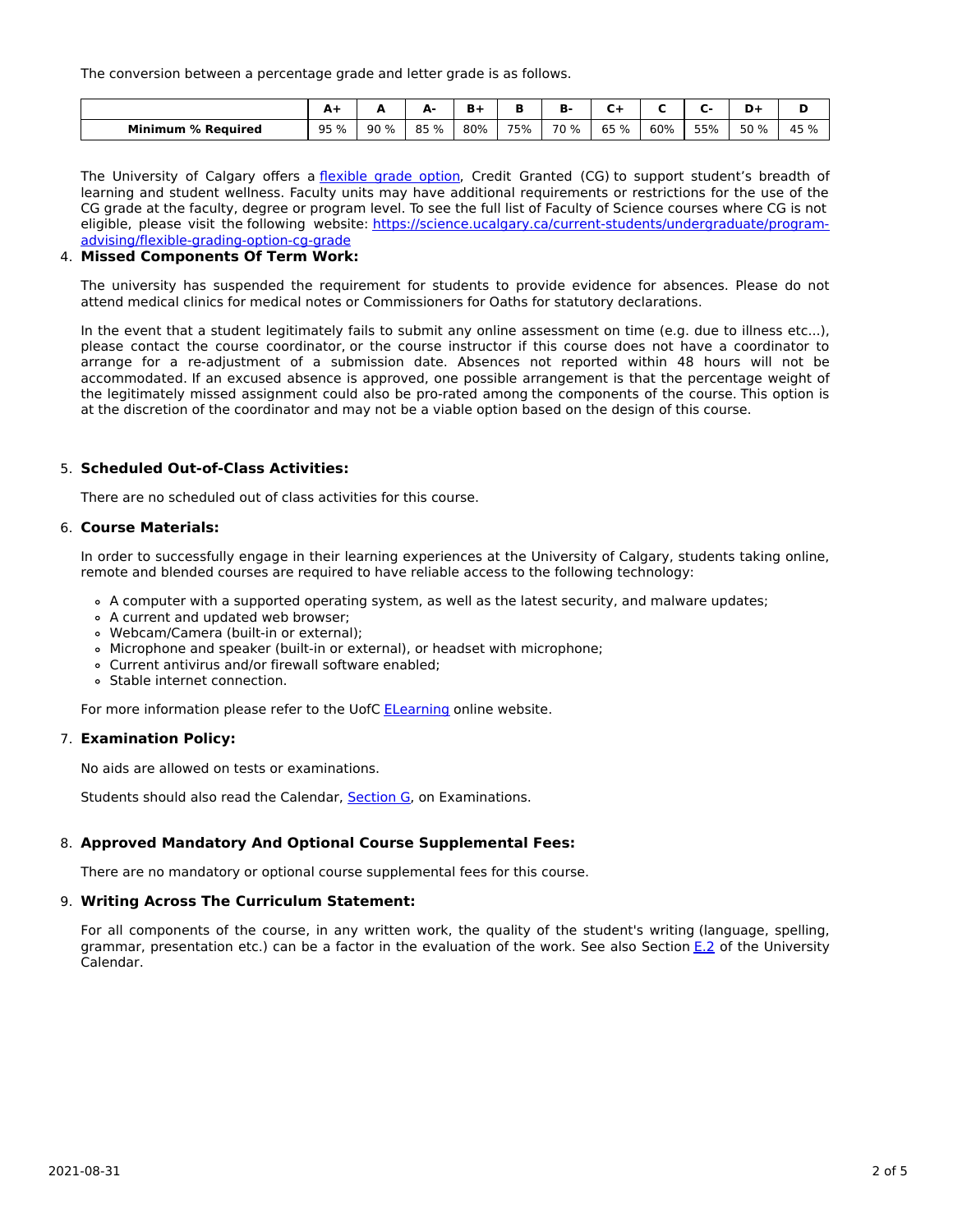The conversion between a percentage grade and letter grade is as follows.

| | A+ | A | A- | B+ | B | B- | C+ | C | C- | D+ | D |
|---|---|---|---|---|---|---|---|---|---|---|---|
| **Minimum % Required** | 95 % | 90 % | 85 % | 80% | 75% | 70 % | 65 % | 60% | 55% | 50 % | 45 % |

The University of Calgary offers a [flexible grade option](#), Credit Granted (CG) to support student's breadth of learning and student wellness. Faculty units may have additional requirements or restrictions for the use of the CG grade at the faculty, degree or program level. To see the full list of Faculty of Science courses where CG is not eligible, please visit the following website: [https://science.ucalgary.ca/current-students/undergraduate/program-advising/flexible-grading-option-cg-grade](https://science.ucalgary.ca/current-students/undergraduate/program-advising/flexible-grading-option-cg-grade)

4. **Missed Components Of Term Work:**

The university has suspended the requirement for students to provide evidence for absences. Please do not attend medical clinics for medical notes or Commissioners for Oaths for statutory declarations.

In the event that a student legitimately fails to submit any online assessment on time (e.g. due to illness etc...), please contact the course coordinator, or the course instructor if this course does not have a coordinator to arrange for a re-adjustment of a submission date. Absences not reported within 48 hours will not be accommodated. If an excused absence is approved, one possible arrangement is that the percentage weight of the legitimately missed assignment could also be pro-rated among the components of the course. This option is at the discretion of the coordinator and may not be a viable option based on the design of this course.

5. **Scheduled Out-of-Class Activities:**

There are no scheduled out of class activities for this course.

6. **Course Materials:**

In order to successfully engage in their learning experiences at the University of Calgary, students taking online, remote and blended courses are required to have reliable access to the following technology:

- A computer with a supported operating system, as well as the latest security, and malware updates;
- A current and updated web browser;
- Webcam/Camera (built-in or external);
- Microphone and speaker (built-in or external), or headset with microphone;
- Current antivirus and/or firewall software enabled;
- Stable internet connection.

For more information please refer to the UofC [ELearning](#) online website.

7. **Examination Policy:**

No aids are allowed on tests or examinations.

Students should also read the Calendar, [Section G](#), on Examinations.

8. **Approved Mandatory And Optional Course Supplemental Fees:**

There are no mandatory or optional course supplemental fees for this course.

9. **Writing Across The Curriculum Statement:**

For all components of the course, in any written work, the quality of the student's writing (language, spelling, grammar, presentation etc.) can be a factor in the evaluation of the work. See also Section [E.2](#) of the University Calendar.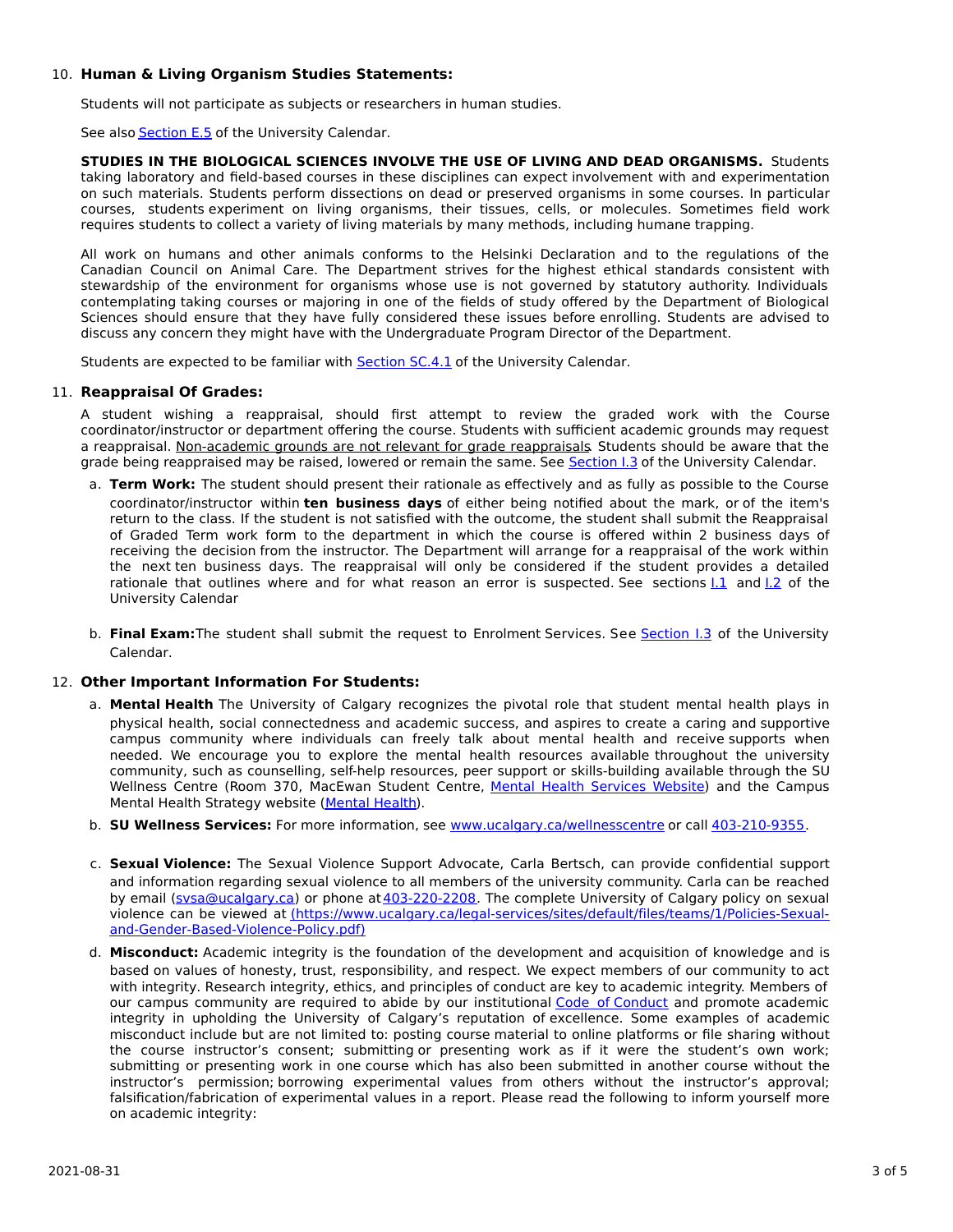10. **Human & Living Organism Studies Statements:**

    Students will not participate as subjects or researchers in human studies.

    See also [Section E.5](#) of the University Calendar.

    **STUDIES IN THE BIOLOGICAL SCIENCES INVOLVE THE USE OF LIVING AND DEAD ORGANISMS.** Students taking laboratory and field-based courses in these disciplines can expect involvement with and experimentation on such materials. Students perform dissections on dead or preserved organisms in some courses. In particular courses, students experiment on living organisms, their tissues, cells, or molecules. Sometimes field work requires students to collect a variety of living materials by many methods, including humane trapping.

    All work on humans and other animals conforms to the Helsinki Declaration and to the regulations of the Canadian Council on Animal Care. The Department strives for the highest ethical standards consistent with stewardship of the environment for organisms whose use is not governed by statutory authority. Individuals contemplating taking courses or majoring in one of the fields of study offered by the Department of Biological Sciences should ensure that they have fully considered these issues before enrolling. Students are advised to discuss any concern they might have with the Undergraduate Program Director of the Department.

    Students are expected to be familiar with [Section SC.4.1](#) of the University Calendar.

11. **Reappraisal Of Grades:**

    A student wishing a reappraisal, should first attempt to review the graded work with the Course coordinator/instructor or department offering the course. Students with sufficient academic grounds may request a reappraisal. Non-academic grounds are not relevant for grade reappraisals. Students should be aware that the grade being reappraised may be raised, lowered or remain the same. See [Section I.3](#) of the University Calendar.

    a. **Term Work:** The student should present their rationale as effectively and as fully as possible to the Course coordinator/instructor within **ten business days** of either being notified about the mark, or of the item's return to the class. If the student is not satisfied with the outcome, the student shall submit the Reappraisal of Graded Term work form to the department in which the course is offered within 2 business days of receiving the decision from the instructor. The Department will arrange for a reappraisal of the work within the next ten business days. The reappraisal will only be considered if the student provides a detailed rationale that outlines where and for what reason an error is suspected. See sections [I.1](#) and [I.2](#) of the University Calendar

    b. **Final Exam:** The student shall submit the request to Enrolment Services. See [Section I.3](#) of the University Calendar.

12. **Other Important Information For Students:**

    a. **Mental Health** The University of Calgary recognizes the pivotal role that student mental health plays in physical health, social connectedness and academic success, and aspires to create a caring and supportive campus community where individuals can freely talk about mental health and receive supports when needed. We encourage you to explore the mental health resources available throughout the university community, such as counselling, self-help resources, peer support or skills-building available through the SU Wellness Centre (Room 370, MacEwan Student Centre, [Mental Health Services Website](#)) and the Campus Mental Health Strategy website ([Mental Health](#)).

    b. **SU Wellness Services:** For more information, see [www.ucalgary.ca/wellnesscentre](www.ucalgary.ca/wellnesscentre) or call [403-210-9355](#).

    c. **Sexual Violence:** The Sexual Violence Support Advocate, Carla Bertsch, can provide confidential support and information regarding sexual violence to all members of the university community. Carla can be reached by email ([svsa@ucalgary.ca](mailto:svsa@ucalgary.ca)) or phone at [403-220-2208](#). The complete University of Calgary policy on sexual violence can be viewed at [(https://www.ucalgary.ca/legal-services/sites/default/files/teams/1/Policies-Sexual-and-Gender-Based-Violence-Policy.pdf)](https://www.ucalgary.ca/legal-services/sites/default/files/teams/1/Policies-Sexual-and-Gender-Based-Violence-Policy.pdf)

    d. **Misconduct:** Academic integrity is the foundation of the development and acquisition of knowledge and is based on values of honesty, trust, responsibility, and respect. We expect members of our community to act with integrity. Research integrity, ethics, and principles of conduct are key to academic integrity. Members of our campus community are required to abide by our institutional [Code of Conduct](#) and promote academic integrity in upholding the University of Calgary's reputation of excellence. Some examples of academic misconduct include but are not limited to: posting course material to online platforms or file sharing without the course instructor's consent; submitting or presenting work as if it were the student's own work; submitting or presenting work in one course which has also been submitted in another course without the instructor's permission; borrowing experimental values from others without the instructor's approval; falsification/fabrication of experimental values in a report. Please read the following to inform yourself more on academic integrity: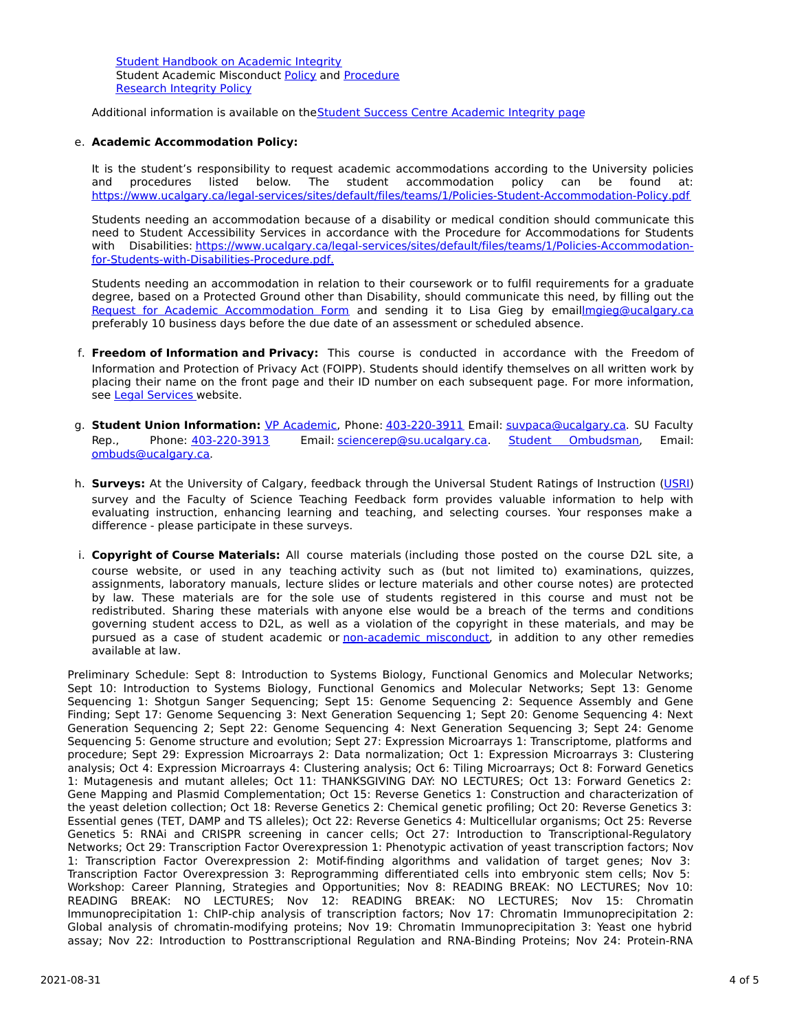[Student Handbook on Academic Integrity](#)
Student Academic Misconduct [Policy](#) and [Procedure](#)
[Research Integrity Policy](#)

Additional information is available on the [Student Success Centre Academic Integrity page](#)

e. **Academic Accommodation Policy:**

It is the student's responsibility to request academic accommodations according to the University policies and procedures listed below. The student accommodation policy can be found at: https://www.ucalgary.ca/legal-services/sites/default/files/teams/1/Policies-Student-Accommodation-Policy.pdf

Students needing an accommodation because of a disability or medical condition should communicate this need to Student Accessibility Services in accordance with the Procedure for Accommodations for Students with Disabilities: https://www.ucalgary.ca/legal-services/sites/default/files/teams/1/Policies-Accommodation-for-Students-with-Disabilities-Procedure.pdf.

Students needing an accommodation in relation to their coursework or to fulfil requirements for a graduate degree, based on a Protected Ground other than Disability, should communicate this need, by filling out the [Request for Academic Accommodation Form](#) and sending it to Lisa Gieg by email lmgieg@ucalgary.ca preferably 10 business days before the due date of an assessment or scheduled absence.

f. **Freedom of Information and Privacy:** This course is conducted in accordance with the Freedom of Information and Protection of Privacy Act (FOIPP). Students should identify themselves on all written work by placing their name on the front page and their ID number on each subsequent page. For more information, see [Legal Services](#) website.

g. **Student Union Information:** [VP Academic](#), Phone: 403-220-3911 Email: suvpaca@ucalgary.ca. SU Faculty Rep., Phone: 403-220-3913 Email: sciencerep@su.ucalgary.ca. [Student Ombudsman](#), Email: ombuds@ucalgary.ca.

h. **Surveys:** At the University of Calgary, feedback through the Universal Student Ratings of Instruction ([USRI](#)) survey and the Faculty of Science Teaching Feedback form provides valuable information to help with evaluating instruction, enhancing learning and teaching, and selecting courses. Your responses make a difference - please participate in these surveys.

i. **Copyright of Course Materials:** All course materials (including those posted on the course D2L site, a course website, or used in any teaching activity such as (but not limited to) examinations, quizzes, assignments, laboratory manuals, lecture slides or lecture materials and other course notes) are protected by law. These materials are for the sole use of students registered in this course and must not be redistributed. Sharing these materials with anyone else would be a breach of the terms and conditions governing student access to D2L, as well as a violation of the copyright in these materials, and may be pursued as a case of student academic or [non-academic misconduct](#), in addition to any other remedies available at law.

Preliminary Schedule: Sept 8: Introduction to Systems Biology, Functional Genomics and Molecular Networks; Sept 10: Introduction to Systems Biology, Functional Genomics and Molecular Networks; Sept 13: Genome Sequencing 1: Shotgun Sanger Sequencing; Sept 15: Genome Sequencing 2: Sequence Assembly and Gene Finding; Sept 17: Genome Sequencing 3: Next Generation Sequencing 1; Sept 20: Genome Sequencing 4: Next Generation Sequencing 2; Sept 22: Genome Sequencing 4: Next Generation Sequencing 3; Sept 24: Genome Sequencing 5: Genome structure and evolution; Sept 27: Expression Microarrays 1: Transcriptome, platforms and procedure; Sept 29: Expression Microarrays 2: Data normalization; Oct 1: Expression Microarrays 3: Clustering analysis; Oct 4: Expression Microarrays 4: Clustering analysis; Oct 6: Tiling Microarrays; Oct 8: Forward Genetics 1: Mutagenesis and mutant alleles; Oct 11: THANKSGIVING DAY: NO LECTURES; Oct 13: Forward Genetics 2: Gene Mapping and Plasmid Complementation; Oct 15: Reverse Genetics 1: Construction and characterization of the yeast deletion collection; Oct 18: Reverse Genetics 2: Chemical genetic profiling; Oct 20: Reverse Genetics 3: Essential genes (TET, DAMP and TS alleles); Oct 22: Reverse Genetics 4: Multicellular organisms; Oct 25: Reverse Genetics 5: RNAi and CRISPR screening in cancer cells; Oct 27: Introduction to Transcriptional-Regulatory Networks; Oct 29: Transcription Factor Overexpression 1: Phenotypic activation of yeast transcription factors; Nov 1: Transcription Factor Overexpression 2: Motif-finding algorithms and validation of target genes; Nov 3: Transcription Factor Overexpression 3: Reprogramming differentiated cells into embryonic stem cells; Nov 5: Workshop: Career Planning, Strategies and Opportunities; Nov 8: READING BREAK: NO LECTURES; Nov 10: READING BREAK: NO LECTURES; Nov 12: READING BREAK: NO LECTURES; Nov 15: Chromatin Immunoprecipitation 1: ChIP-chip analysis of transcription factors; Nov 17: Chromatin Immunoprecipitation 2: Global analysis of chromatin-modifying proteins; Nov 19: Chromatin Immunoprecipitation 3: Yeast one hybrid assay; Nov 22: Introduction to Posttranscriptional Regulation and RNA-Binding Proteins; Nov 24: Protein-RNA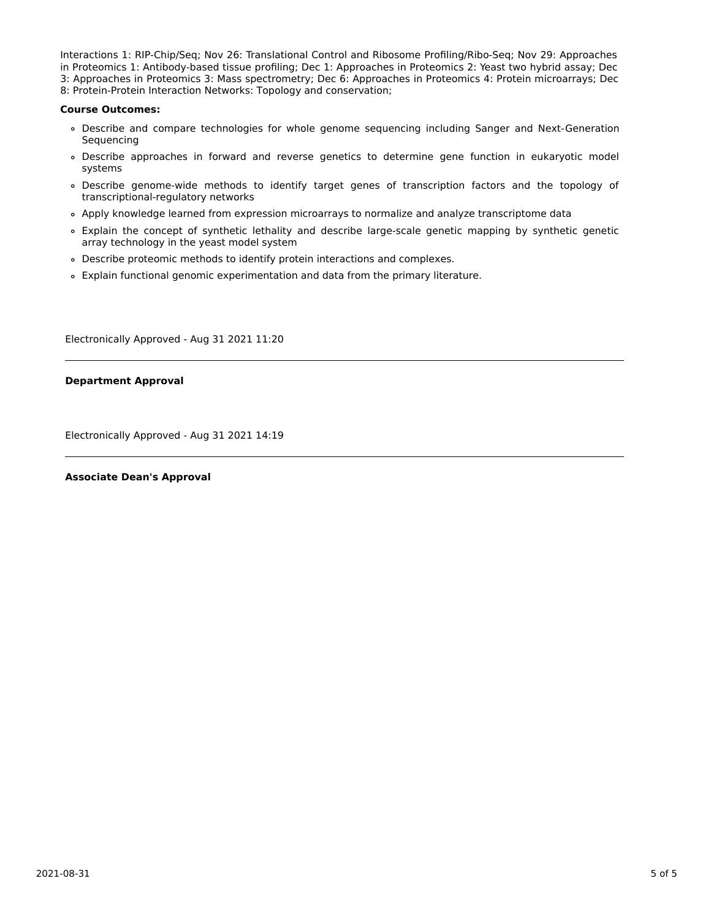Interactions 1: RIP-Chip/Seq; Nov 26: Translational Control and Ribosome Profiling/Ribo-Seq; Nov 29: Approaches in Proteomics 1: Antibody-based tissue profiling; Dec 1: Approaches in Proteomics 2: Yeast two hybrid assay; Dec 3: Approaches in Proteomics 3: Mass spectrometry; Dec 6: Approaches in Proteomics 4: Protein microarrays; Dec 8: Protein-Protein Interaction Networks: Topology and conservation;

**Course Outcomes:**

- Describe and compare technologies for whole genome sequencing including Sanger and Next-Generation Sequencing
- Describe approaches in forward and reverse genetics to determine gene function in eukaryotic model systems
- Describe genome-wide methods to identify target genes of transcription factors and the topology of transcriptional-regulatory networks
- Apply knowledge learned from expression microarrays to normalize and analyze transcriptome data
- Explain the concept of synthetic lethality and describe large-scale genetic mapping by synthetic genetic array technology in the yeast model system
- Describe proteomic methods to identify protein interactions and complexes.
- Explain functional genomic experimentation and data from the primary literature.

Electronically Approved - Aug 31 2021 11:20

---

**Department Approval**

Electronically Approved - Aug 31 2021 14:19

---

**Associate Dean's Approval**